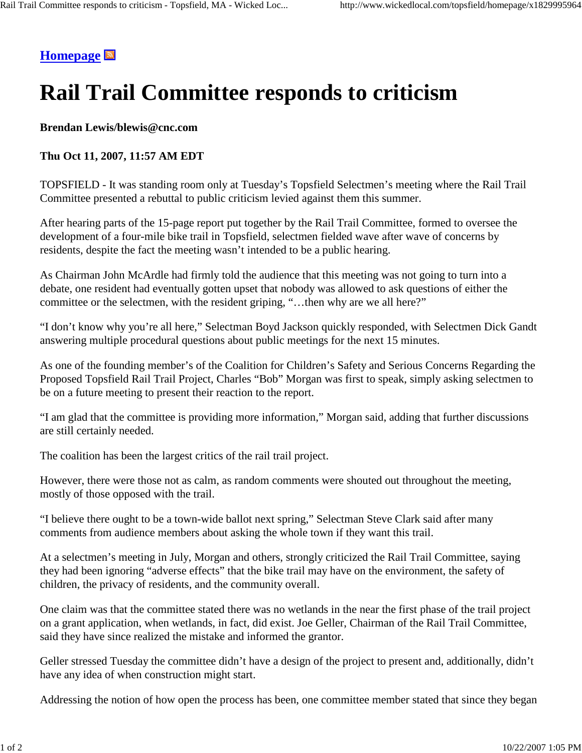**Homepage**

# Rail Trail Committee responds to criticism

**Brendan Lewis/blewis@cnc.com**

**Thu Oct 11, 2007, 11:57 AM EDT**

TOPSFIELD - It was standing room only at Tuesday's Topsfield Selectmen's meeting where the Rail Trail Committee presented a rebuttal to public criticism levied against them this summer.

After hearing parts of the 15-page report put together by the Rail Trail Committee, formed to oversee the development of a four-mile bike trail in Topsfield, selectmen fielded wave after wave of concerns by residents, despite the fact the meeting wasn't intended to be a public hearing.

As Chairman John McArdle had firmly told the audience that this meeting was not going to turn into a debate, one resident had eventually gotten upset that nobody was allowed to ask questions of either the committee or the selectmen, with the resident griping, "…then why are we all here?"

"I don't know why you're all here," Selectman Boyd Jackson quickly responded, with Selectmen Dick Gandt answering multiple procedural questions about public meetings for the next 15 minutes.

As one of the founding member's of the Coalition for Children's Safety and Serious Concerns Regarding the Proposed Topsfield Rail Trail Project, Charles "Bob" Morgan was first to speak, simply asking selectmen to be on a future meeting to present their reaction to the report.

"I am glad that the committee is providing more information," Morgan said, adding that further discussions are still certainly needed.

The coalition has been the largest critics of the rail trail project.

However, there were those not as calm, as random comments were shouted out throughout the meeting, mostly of those opposed with the trail.

"I believe there ought to be a town-wide ballot next spring," Selectman Steve Clark said after many comments from audience members about asking the whole town if they want this trail.

At a selectmen's meeting in July, Morgan and others, strongly criticized the Rail Trail Committee, saying they had been ignoring "adverse effects" that the bike trail may have on the environment, the safety of children, the privacy of residents, and the community overall.

One claim was that the committee stated there was no wetlands in the near the first phase of the trail project on a grant application, when wetlands, in fact, did exist. Joe Geller, Chairman of the Rail Trail Committee, said they have since realized the mistake and informed the grantor.

Geller stressed Tuesday the committee didn't have a design of the project to present and, additionally, didn't have any idea of when construction might start.

Addressing the notion of how open the process has been, one committee member stated that since they began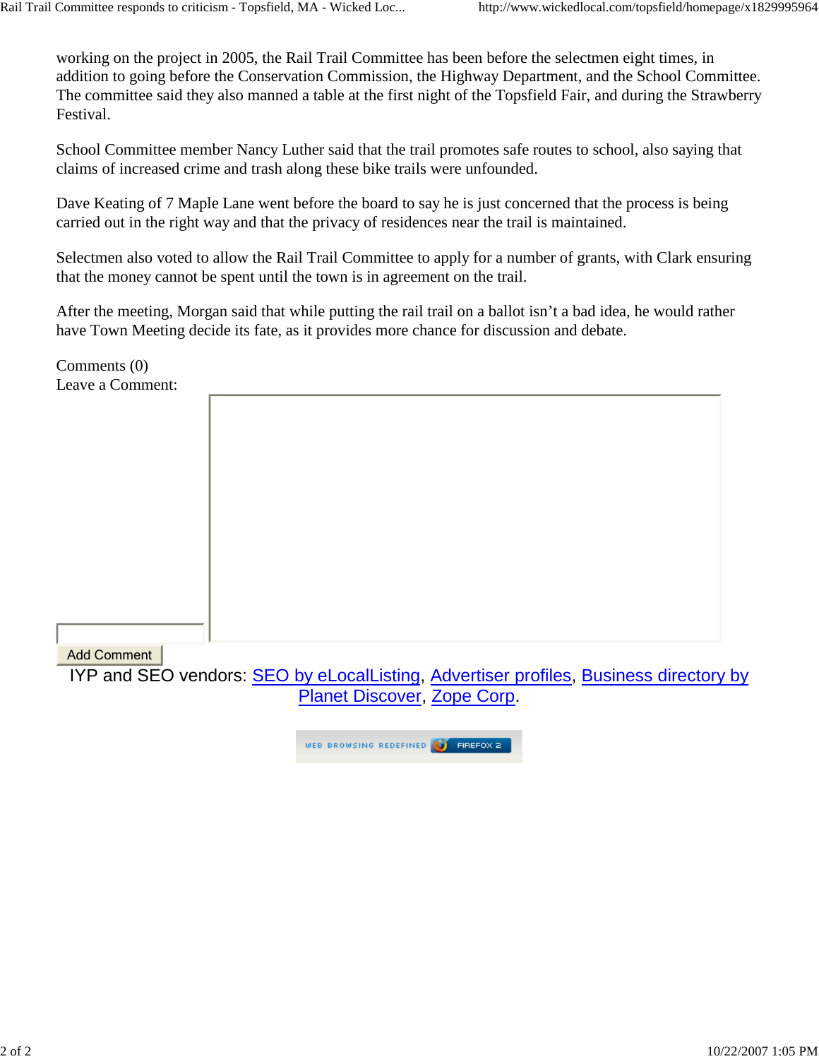working on the project in 2005, the Rail Trail Committee has been before the selectmen eight times, in addition to going before the Conservation Commission, the Highway Department, and the School Committee. The committee said they also manned a table at the first night of the Topsfield Fair, and during the Strawberry Festival.

School Committee member Nancy Luther said that the trail promotes safe routes to school, also saying that claims of increased crime and trash along these bike trails were unfounded.

Dave Keating of 7 Maple Lane went before the board to say he is just concerned that the process is being carried out in the right way and that the privacy of residences near the trail is maintained.

Selectmen also voted to allow the Rail Trail Committee to apply for a number of grants, with Clark ensuring that the money cannot be spent until the town is in agreement on the trail.

After the meeting, Morgan said that while putting the rail trail on a ballot isn't a bad idea, he would rather have Town Meeting decide its fate, as it provides more chance for discussion and debate.

Comments (0)
Leave a Comment:

Add Comment

IYP and SEO vendors: SEO by eLocalListing, Advertiser profiles, Business directory by Planet Discover, Zope Corp.

WEB BROWSING REDEFINED FIREFOX 2